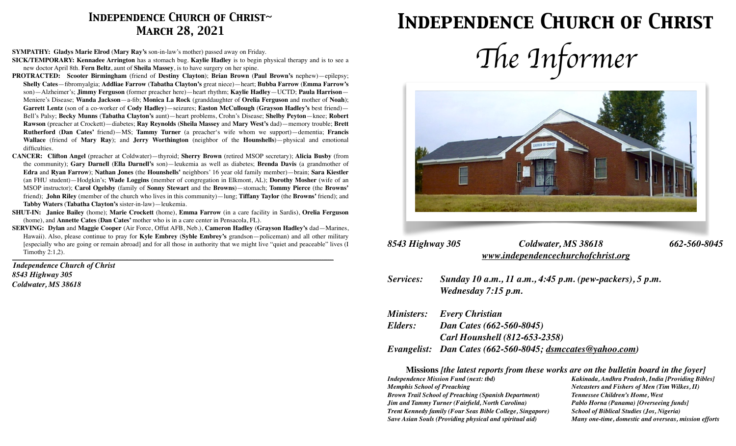## Independence Church of Christ~ March 28, 2021

**SYMPATHY: Gladys Marie Elrod** (**Mary Ray's** son-in-law's mother) passed away on Friday.

**SICK/TEMPORARY: Kennadee Arrington** has a stomach bug. **Kaylie Hadley** is to begin physical therapy and is to see a new doctor April 8th. **Fern Beltz**, aunt of **Sheila Massey**, is to have surgery on her spine.

**PROTRACTED: Scooter Birmingham** (friend of **Destiny Clayton**); **Brian Brown** (**Paul Brown's** nephew)—epilepsy; **Shelly Cates**—fibromyalgia; **Addliae Farrow** (**Tabatha Clayton's** great niece)—heart; **Bubba Farrow** (**Emma Farrow's** son)—Alzheimer's; **Jimmy Ferguson** (former preacher here)—heart rhythm; **Kaylie Hadley**—UCTD; **Paula Harrison**—Meniere's Disease; **Wanda Jackson**—a-fib; **Monica La Rock** (granddaughter of **Orelia Ferguson** and mother of **Noah**); **Garrett Lentz** (son of a co-worker of **Cody Hadley**)—seizures; **Easton McCullough** (**Grayson Hadley's** best friend)—Bell's Palsy; **Becky Munns** (**Tabatha Clayton's** aunt)—heart problems, Crohn's Disease; **Shelby Peyton**—knee; **Robert Rawson** (preacher at Crockett)—diabetes; **Ray Reynolds** (**Sheila Massey** and **Mary West's** dad)—memory trouble; **Brett Rutherford** (**Dan Cates'** friend)—MS; **Tammy Turner** (a preacher's wife whom we support)—dementia; **Francis Wallace** (friend of **Mary Ray**); and **Jerry Worthington** (neighbor of the **Hounshells**)—physical and emotional difficulties.

**CANCER: Clifton Angel** (preacher at Coldwater)—thyroid; **Sherry Brown** (retired MSOP secretary); **Alicia Busby** (from the community); **Gary Darnell** (**Ella Darnell's** son)—leukemia as well as diabetes; **Brenda Davis** (a grandmother of **Edra** and **Ryan Farrow**); **Nathan Jones** (the **Hounshells'** neighbors' 16 year old family member)—brain; **Sara Kiestler** (an FHU student)—Hodgkin's; **Wade Loggins** (member of congregation in Elkmont, AL); **Dorothy Mosher** (wife of an MSOP instructor); **Carol Ogelsby** (family of **Sonny Stewart** and the **Browns**)—stomach; **Tommy Pierce** (the **Browns'** friend); **John Riley** (member of the church who lives in this community)—lung; **Tiffany Taylor** (the **Browns'** friend); and **Tabby Waters** (**Tabatha Clayton's** sister-in-law)—leukemia.

**SHUT-IN: Janice Bailey** (home); **Marie Crockett** (home), **Emma Farrow** (in a care facility in Sardis), **Orelia Ferguson** (home), and **Annette Cates** (**Dan Cates'** mother who is in a care center in Pensacola, FL).

**SERVING: Dylan** and **Maggie Cooper** (Air Force, Offut AFB, Neb.), **Cameron Hadley** (**Grayson Hadley's** dad—Marines, Hawaii). Also, please continue to pray for **Kyle Embrey** (**Syble Embrey's** grandson—policeman) and all other military [especially who are going or remain abroad] and for all those in authority that we might live "quiet and peaceable" lives (I Timothy 2:1,2).

---

*Independence Church of Christ*
*8543 Highway 305*
*Coldwater, MS 38618*

# Independence Church of Christ

# *The Informer*

***8543 Highway 305 — Coldwater, MS 38618 — 662-560-8045***
***www.independencechurchofchrist.org***

***Services:*** ***Sunday 10 a.m., 11 a.m., 4:45 p.m. (pew-packers), 5 p.m.***
***Wednesday 7:15 p.m.***

***Ministers:*** ***Every Christian***
***Elders:*** ***Dan Cates (662-560-8045)***
***Carl Hounshell (812-653-2358)***
***Evangelist:*** ***Dan Cates (662-560-8045; dsmccates@yahoo.com)***

**Missions** ***[the latest reports from these works are on the bulletin board in the foyer]***

- *Independence Mission Fund (next: tbd)*
- *Memphis School of Preaching*
- *Brown Trail School of Preaching (Spanish Department)*
- *Jim and Tammy Turner (Fairfield, North Carolina)*
- *Trent Kennedy family (Four Seas Bible College, Singapore)*
- *Save Asian Souls (Providing physical and spiritual aid)*
- *Kakinada, Andhra Pradesh, India [Providing Bibles]*
- *Netcasters and Fishers of Men (Tim Wilkes, II)*
- *Tennessee Children's Home, West*
- *Pablo Horna (Panama) [Overseeing funds]*
- *School of Biblical Studies (Jos, Nigeria)*
- *Many one-time, domestic and overseas, mission efforts*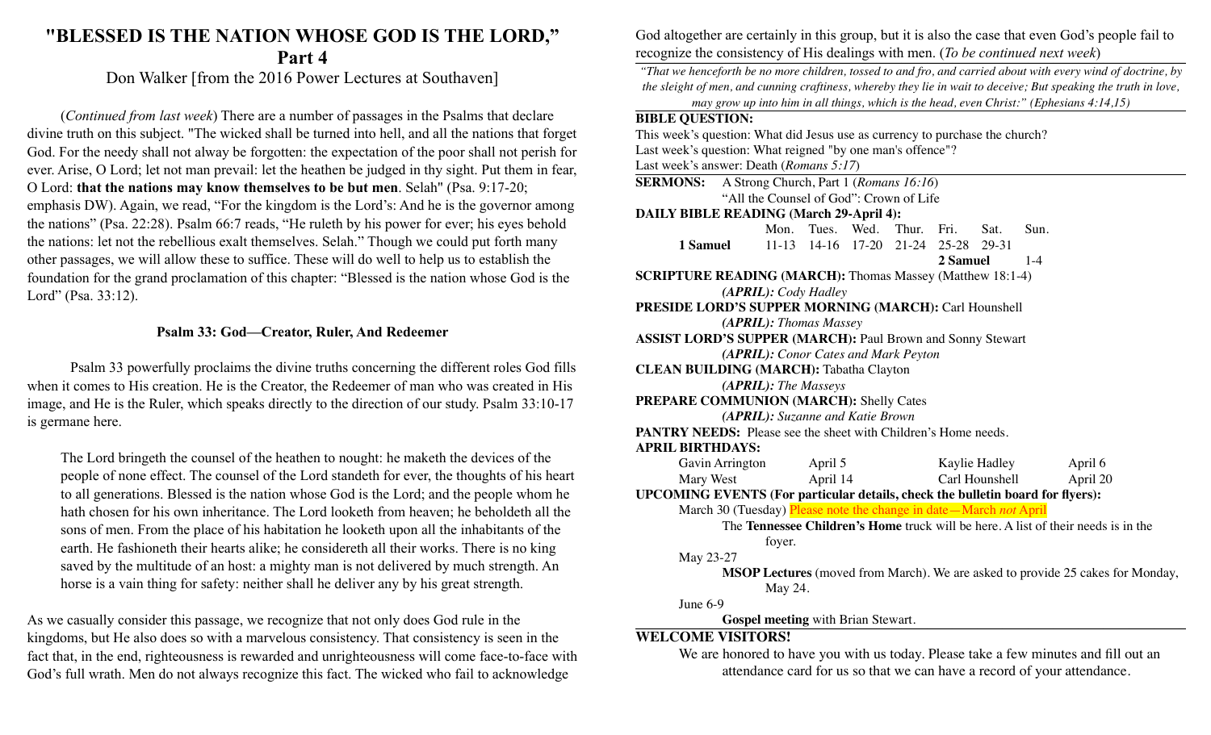# "BLESSED IS THE NATION WHOSE GOD IS THE LORD," Part 4

Don Walker [from the 2016 Power Lectures at Southaven]

(*Continued from last week*) There are a number of passages in the Psalms that declare divine truth on this subject. "The wicked shall be turned into hell, and all the nations that forget God. For the needy shall not alway be forgotten: the expectation of the poor shall not perish for ever. Arise, O Lord; let not man prevail: let the heathen be judged in thy sight. Put them in fear, O Lord: **that the nations may know themselves to be but men**. Selah" (Psa. 9:17-20; emphasis DW). Again, we read, "For the kingdom is the Lord's: And he is the governor among the nations" (Psa. 22:28). Psalm 66:7 reads, "He ruleth by his power for ever; his eyes behold the nations: let not the rebellious exalt themselves. Selah." Though we could put forth many other passages, we will allow these to suffice. These will do well to help us to establish the foundation for the grand proclamation of this chapter: "Blessed is the nation whose God is the Lord" (Psa. 33:12).

### Psalm 33: God—Creator, Ruler, And Redeemer

Psalm 33 powerfully proclaims the divine truths concerning the different roles God fills when it comes to His creation. He is the Creator, the Redeemer of man who was created in His image, and He is the Ruler, which speaks directly to the direction of our study. Psalm 33:10-17 is germane here.

> The Lord bringeth the counsel of the heathen to nought: he maketh the devices of the people of none effect. The counsel of the Lord standeth for ever, the thoughts of his heart to all generations. Blessed is the nation whose God is the Lord; and the people whom he hath chosen for his own inheritance. The Lord looketh from heaven; he beholdeth all the sons of men. From the place of his habitation he looketh upon all the inhabitants of the earth. He fashioneth their hearts alike; he considereth all their works. There is no king saved by the multitude of an host: a mighty man is not delivered by much strength. An horse is a vain thing for safety: neither shall he deliver any by his great strength.

As we casually consider this passage, we recognize that not only does God rule in the kingdoms, but He also does so with a marvelous consistency. That consistency is seen in the fact that, in the end, righteousness is rewarded and unrighteousness will come face-to-face with God's full wrath. Men do not always recognize this fact. The wicked who fail to acknowledge God altogether are certainly in this group, but it is also the case that even God's people fail to recognize the consistency of His dealings with men. (*To be continued next week*)

---

*"That we henceforth be no more children, tossed to and fro, and carried about with every wind of doctrine, by the sleight of men, and cunning craftiness, whereby they lie in wait to deceive; But speaking the truth in love, may grow up into him in all things, which is the head, even Christ:" (Ephesians 4:14,15)*

---

**BIBLE QUESTION:**

This week's question: What did Jesus use as currency to purchase the church?
Last week's question: What reigned "by one man's offence"?
Last week's answer: Death (*Romans 5:17*)

---

**SERMONS:** A Strong Church, Part 1 (*Romans 16:16*)
"All the Counsel of God": Crown of Life

**DAILY BIBLE READING (March 29-April 4):**

| | Mon. | Tues. | Wed. | Thur. | Fri. | Sat. | Sun. |
|---|---|---|---|---|---|---|---|
| **1 Samuel** | 11-13 | 14-16 | 17-20 | 21-24 | 25-28 | 29-31 | |
| | | | | | **2 Samuel** | | 1-4 |

**SCRIPTURE READING (MARCH):** Thomas Massey (Matthew 18:1-4)
***(APRIL):*** *Cody Hadley*

**PRESIDE LORD'S SUPPER MORNING (MARCH):** Carl Hounshell
***(APRIL):*** *Thomas Massey*

**ASSIST LORD'S SUPPER (MARCH):** Paul Brown and Sonny Stewart
***(APRIL):*** *Conor Cates and Mark Peyton*

**CLEAN BUILDING (MARCH):** Tabatha Clayton
***(APRIL):*** *The Masseys*

**PREPARE COMMUNION (MARCH):** Shelly Cates
***(APRIL):*** *Suzanne and Katie Brown*

**PANTRY NEEDS:** Please see the sheet with Children's Home needs.

**APRIL BIRTHDAYS:**

| | | | |
|---|---|---|---|
| Gavin Arrington | April 5 | Kaylie Hadley | April 6 |
| Mary West | April 14 | Carl Hounshell | April 20 |

**UPCOMING EVENTS (For particular details, check the bulletin board for flyers):**

March 30 (Tuesday) Please note the change in date—March *not* April
The **Tennessee Children's Home** truck will be here. A list of their needs is in the foyer.

May 23-27
**MSOP Lectures** (moved from March). We are asked to provide 25 cakes for Monday, May 24.

June 6-9
**Gospel meeting** with Brian Stewart.

---

**WELCOME VISITORS!**

We are honored to have you with us today. Please take a few minutes and fill out an attendance card for us so that we can have a record of your attendance.